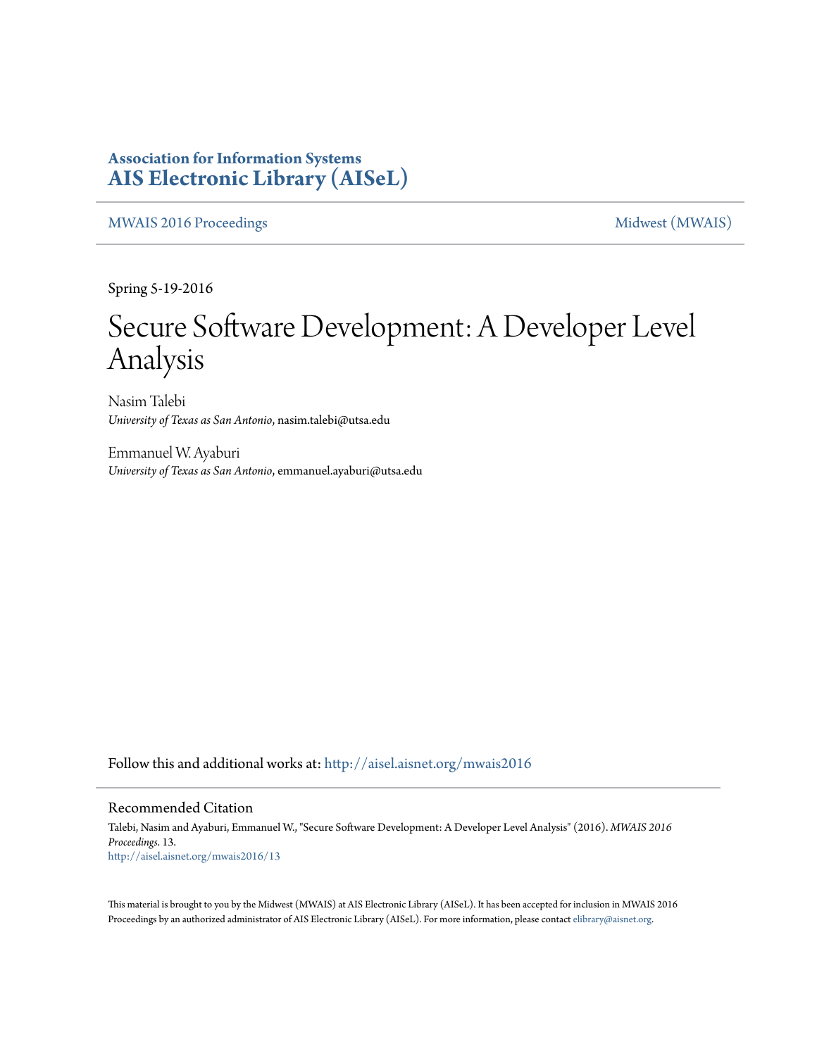**Association for Information Systems**
**AIS Electronic Library (AISeL)**

MWAIS 2016 Proceedings | Midwest (MWAIS)

Spring 5-19-2016

# Secure Software Development: A Developer Level Analysis

Nasim Talebi
*University of Texas as San Antonio*, nasim.talebi@utsa.edu

Emmanuel W. Ayaburi
*University of Texas as San Antonio*, emmanuel.ayaburi@utsa.edu

Follow this and additional works at: http://aisel.aisnet.org/mwais2016

## Recommended Citation

Talebi, Nasim and Ayaburi, Emmanuel W., "Secure Software Development: A Developer Level Analysis" (2016). *MWAIS 2016 Proceedings*. 13.
http://aisel.aisnet.org/mwais2016/13

This material is brought to you by the Midwest (MWAIS) at AIS Electronic Library (AISeL). It has been accepted for inclusion in MWAIS 2016 Proceedings by an authorized administrator of AIS Electronic Library (AISeL). For more information, please contact elibrary@aisnet.org.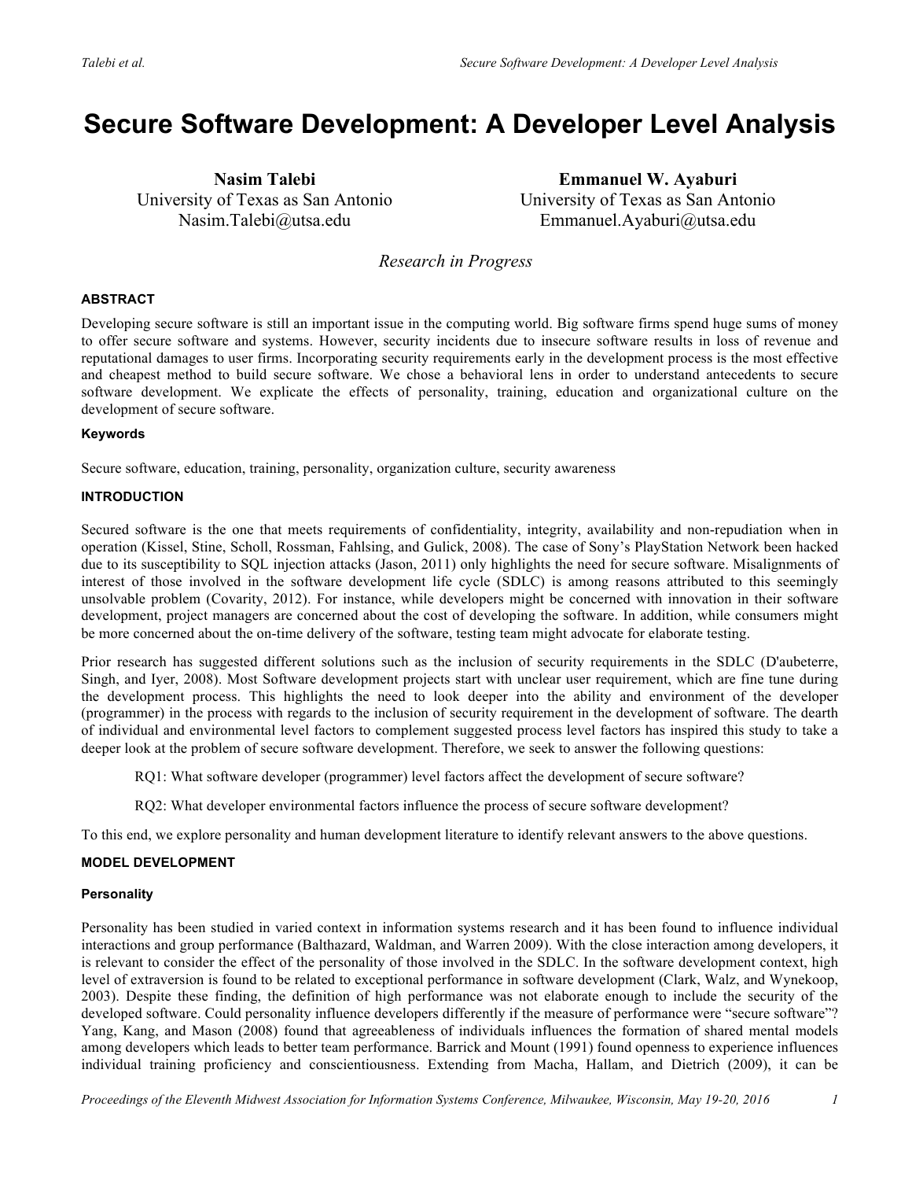# Secure Software Development: A Developer Level Analysis

**Nasim Talebi**
University of Texas as San Antonio
Nasim.Talebi@utsa.edu

**Emmanuel W. Ayaburi**
University of Texas as San Antonio
Emmanuel.Ayaburi@utsa.edu

*Research in Progress*

## ABSTRACT

Developing secure software is still an important issue in the computing world. Big software firms spend huge sums of money to offer secure software and systems. However, security incidents due to insecure software results in loss of revenue and reputational damages to user firms. Incorporating security requirements early in the development process is the most effective and cheapest method to build secure software. We chose a behavioral lens in order to understand antecedents to secure software development. We explicate the effects of personality, training, education and organizational culture on the development of secure software.

### Keywords

Secure software, education, training, personality, organization culture, security awareness

## INTRODUCTION

Secured software is the one that meets requirements of confidentiality, integrity, availability and non-repudiation when in operation (Kissel, Stine, Scholl, Rossman, Fahlsing, and Gulick, 2008). The case of Sony's PlayStation Network been hacked due to its susceptibility to SQL injection attacks (Jason, 2011) only highlights the need for secure software. Misalignments of interest of those involved in the software development life cycle (SDLC) is among reasons attributed to this seemingly unsolvable problem (Covarity, 2012). For instance, while developers might be concerned with innovation in their software development, project managers are concerned about the cost of developing the software. In addition, while consumers might be more concerned about the on-time delivery of the software, testing team might advocate for elaborate testing.

Prior research has suggested different solutions such as the inclusion of security requirements in the SDLC (D'aubeterre, Singh, and Iyer, 2008). Most Software development projects start with unclear user requirement, which are fine tune during the development process. This highlights the need to look deeper into the ability and environment of the developer (programmer) in the process with regards to the inclusion of security requirement in the development of software. The dearth of individual and environmental level factors to complement suggested process level factors has inspired this study to take a deeper look at the problem of secure software development. Therefore, we seek to answer the following questions:

RQ1: What software developer (programmer) level factors affect the development of secure software?

RQ2: What developer environmental factors influence the process of secure software development?

To this end, we explore personality and human development literature to identify relevant answers to the above questions.

## MODEL DEVELOPMENT

### Personality

Personality has been studied in varied context in information systems research and it has been found to influence individual interactions and group performance (Balthazard, Waldman, and Warren 2009). With the close interaction among developers, it is relevant to consider the effect of the personality of those involved in the SDLC. In the software development context, high level of extraversion is found to be related to exceptional performance in software development (Clark, Walz, and Wynekoop, 2003). Despite these finding, the definition of high performance was not elaborate enough to include the security of the developed software. Could personality influence developers differently if the measure of performance were "secure software"? Yang, Kang, and Mason (2008) found that agreeableness of individuals influences the formation of shared mental models among developers which leads to better team performance. Barrick and Mount (1991) found openness to experience influences individual training proficiency and conscientiousness. Extending from Macha, Hallam, and Dietrich (2009), it can be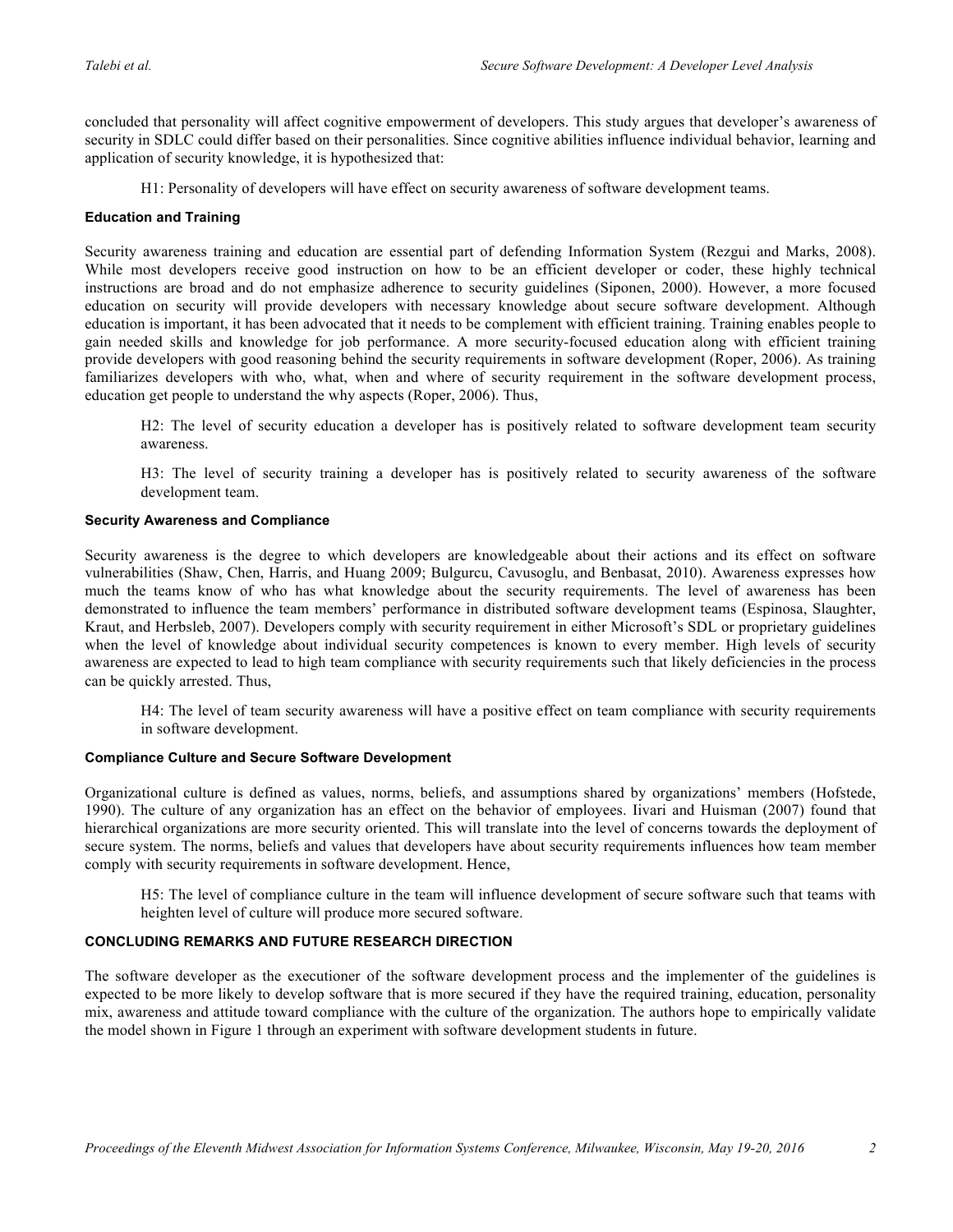concluded that personality will affect cognitive empowerment of developers. This study argues that developer's awareness of security in SDLC could differ based on their personalities. Since cognitive abilities influence individual behavior, learning and application of security knowledge, it is hypothesized that:

> H1: Personality of developers will have effect on security awareness of software development teams.

### Education and Training

Security awareness training and education are essential part of defending Information System (Rezgui and Marks, 2008). While most developers receive good instruction on how to be an efficient developer or coder, these highly technical instructions are broad and do not emphasize adherence to security guidelines (Siponen, 2000). However, a more focused education on security will provide developers with necessary knowledge about secure software development. Although education is important, it has been advocated that it needs to be complement with efficient training. Training enables people to gain needed skills and knowledge for job performance. A more security-focused education along with efficient training provide developers with good reasoning behind the security requirements in software development (Roper, 2006). As training familiarizes developers with who, what, when and where of security requirement in the software development process, education get people to understand the why aspects (Roper, 2006). Thus,

> H2: The level of security education a developer has is positively related to software development team security awareness.

> H3: The level of security training a developer has is positively related to security awareness of the software development team.

### Security Awareness and Compliance

Security awareness is the degree to which developers are knowledgeable about their actions and its effect on software vulnerabilities (Shaw, Chen, Harris, and Huang 2009; Bulgurcu, Cavusoglu, and Benbasat, 2010). Awareness expresses how much the teams know of who has what knowledge about the security requirements. The level of awareness has been demonstrated to influence the team members' performance in distributed software development teams (Espinosa, Slaughter, Kraut, and Herbsleb, 2007). Developers comply with security requirement in either Microsoft's SDL or proprietary guidelines when the level of knowledge about individual security competences is known to every member. High levels of security awareness are expected to lead to high team compliance with security requirements such that likely deficiencies in the process can be quickly arrested. Thus,

> H4: The level of team security awareness will have a positive effect on team compliance with security requirements in software development.

### Compliance Culture and Secure Software Development

Organizational culture is defined as values, norms, beliefs, and assumptions shared by organizations' members (Hofstede, 1990). The culture of any organization has an effect on the behavior of employees. Iivari and Huisman (2007) found that hierarchical organizations are more security oriented. This will translate into the level of concerns towards the deployment of secure system. The norms, beliefs and values that developers have about security requirements influences how team member comply with security requirements in software development. Hence,

> H5: The level of compliance culture in the team will influence development of secure software such that teams with heighten level of culture will produce more secured software.

## CONCLUDING REMARKS AND FUTURE RESEARCH DIRECTION

The software developer as the executioner of the software development process and the implementer of the guidelines is expected to be more likely to develop software that is more secured if they have the required training, education, personality mix, awareness and attitude toward compliance with the culture of the organization. The authors hope to empirically validate the model shown in Figure 1 through an experiment with software development students in future.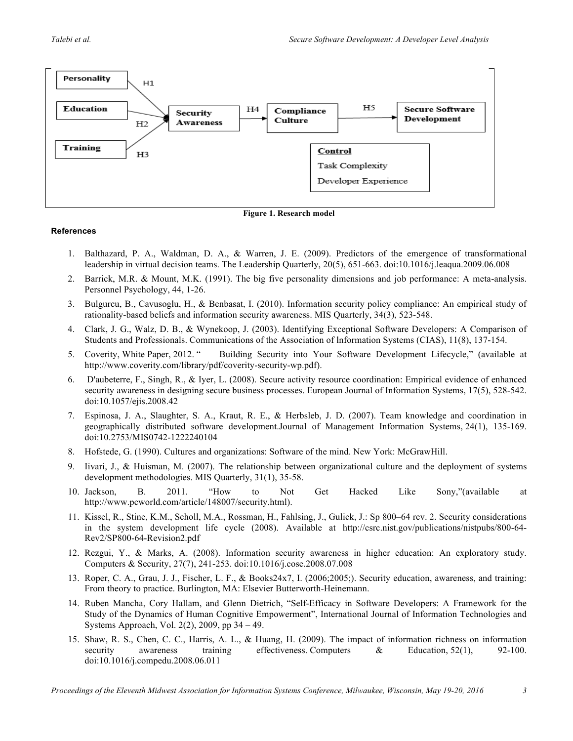Figure 1. Research model

**References**

1. Balthazard, P. A., Waldman, D. A., & Warren, J. E. (2009). Predictors of the emergence of transformational leadership in virtual decision teams. The Leadership Quarterly, 20(5), 651-663. doi:10.1016/j.leaqua.2009.06.008
2. Barrick, M.R. & Mount, M.K. (1991). The big five personality dimensions and job performance: A meta-analysis. Personnel Psychology, 44, 1-26.
3. Bulgurcu, B., Cavusoglu, H., & Benbasat, I. (2010). Information security policy compliance: An empirical study of rationality-based beliefs and information security awareness. MIS Quarterly, 34(3), 523-548.
4. Clark, J. G., Walz, D. B., & Wynekoop, J. (2003). Identifying Exceptional Software Developers: A Comparison of Students and Professionals. Communications of the Association of lnformation Systems (CIAS), 11(8), 137-154.
5. Coverity, White Paper, 2012. " Building Security into Your Software Development Lifecycle," (available at http://www.coverity.com/library/pdf/coverity-security-wp.pdf).
6. D'aubeterre, F., Singh, R., & Iyer, L. (2008). Secure activity resource coordination: Empirical evidence of enhanced security awareness in designing secure business processes. European Journal of Information Systems, 17(5), 528-542. doi:10.1057/ejis.2008.42
7. Espinosa, J. A., Slaughter, S. A., Kraut, R. E., & Herbsleb, J. D. (2007). Team knowledge and coordination in geographically distributed software development.Journal of Management Information Systems, 24(1), 135-169. doi:10.2753/MIS0742-1222240104
8. Hofstede, G. (1990). Cultures and organizations: Software of the mind. New York: McGrawHill.
9. Iivari, J., & Huisman, M. (2007). The relationship between organizational culture and the deployment of systems development methodologies. MIS Quarterly, 31(1), 35-58.
10. Jackson, B. 2011. "How to Not Get Hacked Like Sony,"(available at http://www.pcworld.com/article/148007/security.html).
11. Kissel, R., Stine, K.M., Scholl, M.A., Rossman, H., Fahlsing, J., Gulick, J.: Sp 800–64 rev. 2. Security considerations in the system development life cycle (2008). Available at http://csrc.nist.gov/publications/nistpubs/800-64-Rev2/SP800-64-Revision2.pdf
12. Rezgui, Y., & Marks, A. (2008). Information security awareness in higher education: An exploratory study. Computers & Security, 27(7), 241-253. doi:10.1016/j.cose.2008.07.008
13. Roper, C. A., Grau, J. J., Fischer, L. F., & Books24x7, I. (2006;2005;). Security education, awareness, and training: From theory to practice. Burlington, MA: Elsevier Butterworth-Heinemann.
14. Ruben Mancha, Cory Hallam, and Glenn Dietrich, "Self-Efficacy in Software Developers: A Framework for the Study of the Dynamics of Human Cognitive Empowerment", International Journal of Information Technologies and Systems Approach, Vol. 2(2), 2009, pp 34 – 49.
15. Shaw, R. S., Chen, C. C., Harris, A. L., & Huang, H. (2009). The impact of information richness on information security awareness training effectiveness. Computers & Education, 52(1), 92-100. doi:10.1016/j.compedu.2008.06.011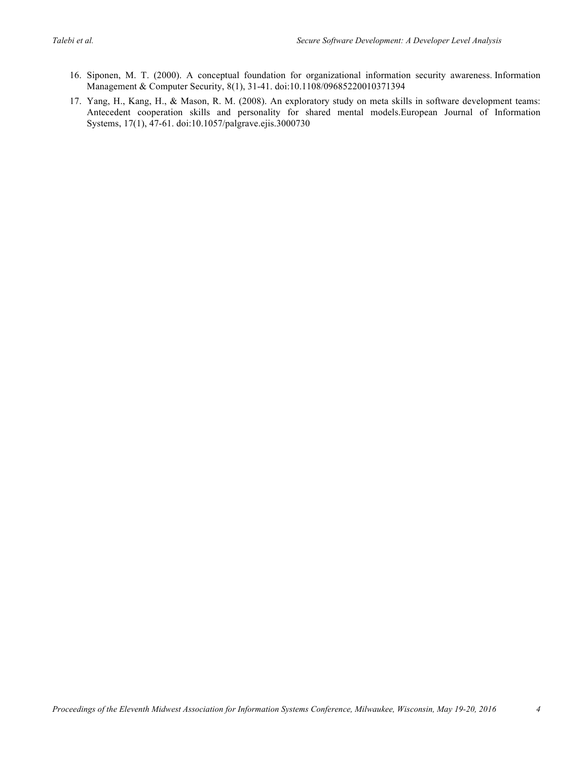16. Siponen, M. T. (2000). A conceptual foundation for organizational information security awareness. Information Management & Computer Security, 8(1), 31-41. doi:10.1108/09685220010371394
17. Yang, H., Kang, H., & Mason, R. M. (2008). An exploratory study on meta skills in software development teams: Antecedent cooperation skills and personality for shared mental models.European Journal of Information Systems, 17(1), 47-61. doi:10.1057/palgrave.ejis.3000730